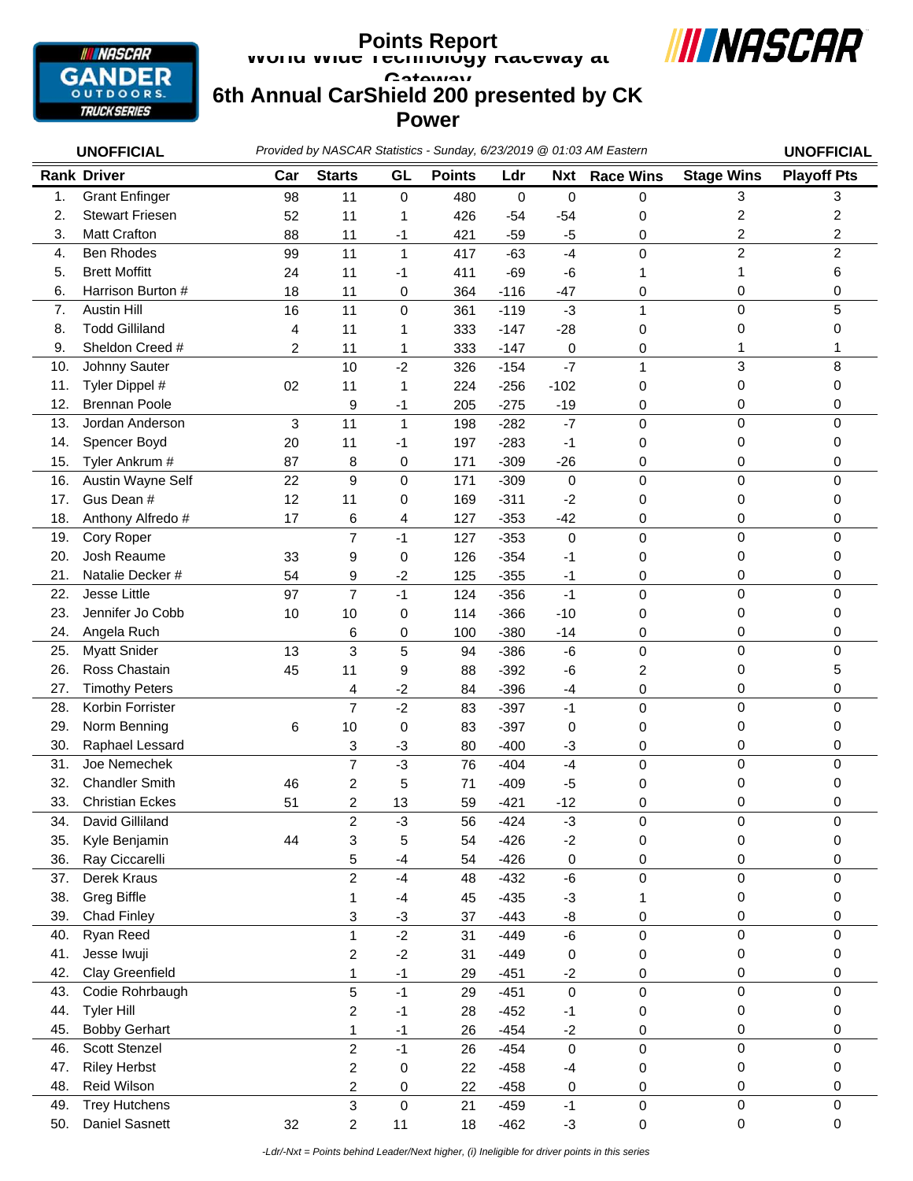# Points Report

## World Wide Technology Raceway at Gateway

## 6th Annual CarShield 200 presented by CK Power

**UNOFFICIAL** *Provided by NASCAR Statistics - Sunday, 6/23/2019 @ 01:03 AM Eastern* **UNOFFICIAL**

| Rank | Driver | Car | Starts | GL | Points | Ldr | Nxt | Race Wins | Stage Wins | Playoff Pts |
|---|---|---|---|---|---|---|---|---|---|---|
| 1. | Grant Enfinger | 98 | 11 | 0 | 480 | 0 | 0 | 0 | 3 | 3 |
| 2. | Stewart Friesen | 52 | 11 | 1 | 426 | -54 | -54 | 0 | 2 | 2 |
| 3. | Matt Crafton | 88 | 11 | -1 | 421 | -59 | -5 | 0 | 2 | 2 |
| 4. | Ben Rhodes | 99 | 11 | 1 | 417 | -63 | -4 | 0 | 2 | 2 |
| 5. | Brett Moffitt | 24 | 11 | -1 | 411 | -69 | -6 | 1 | 1 | 6 |
| 6. | Harrison Burton # | 18 | 11 | 0 | 364 | -116 | -47 | 0 | 0 | 0 |
| 7. | Austin Hill | 16 | 11 | 0 | 361 | -119 | -3 | 1 | 0 | 5 |
| 8. | Todd Gilliland | 4 | 11 | 1 | 333 | -147 | -28 | 0 | 0 | 0 |
| 9. | Sheldon Creed # | 2 | 11 | 1 | 333 | -147 | 0 | 0 | 1 | 1 |
| 10. | Johnny Sauter | | 10 | -2 | 326 | -154 | -7 | 1 | 3 | 8 |
| 11. | Tyler Dippel # | 02 | 11 | 1 | 224 | -256 | -102 | 0 | 0 | 0 |
| 12. | Brennan Poole | | 9 | -1 | 205 | -275 | -19 | 0 | 0 | 0 |
| 13. | Jordan Anderson | 3 | 11 | 1 | 198 | -282 | -7 | 0 | 0 | 0 |
| 14. | Spencer Boyd | 20 | 11 | -1 | 197 | -283 | -1 | 0 | 0 | 0 |
| 15. | Tyler Ankrum # | 87 | 8 | 0 | 171 | -309 | -26 | 0 | 0 | 0 |
| 16. | Austin Wayne Self | 22 | 9 | 0 | 171 | -309 | 0 | 0 | 0 | 0 |
| 17. | Gus Dean # | 12 | 11 | 0 | 169 | -311 | -2 | 0 | 0 | 0 |
| 18. | Anthony Alfredo # | 17 | 6 | 4 | 127 | -353 | -42 | 0 | 0 | 0 |
| 19. | Cory Roper | | 7 | -1 | 127 | -353 | 0 | 0 | 0 | 0 |
| 20. | Josh Reaume | 33 | 9 | 0 | 126 | -354 | -1 | 0 | 0 | 0 |
| 21. | Natalie Decker # | 54 | 9 | -2 | 125 | -355 | -1 | 0 | 0 | 0 |
| 22. | Jesse Little | 97 | 7 | -1 | 124 | -356 | -1 | 0 | 0 | 0 |
| 23. | Jennifer Jo Cobb | 10 | 10 | 0 | 114 | -366 | -10 | 0 | 0 | 0 |
| 24. | Angela Ruch | | 6 | 0 | 100 | -380 | -14 | 0 | 0 | 0 |
| 25. | Myatt Snider | 13 | 3 | 5 | 94 | -386 | -6 | 0 | 0 | 0 |
| 26. | Ross Chastain | 45 | 11 | 9 | 88 | -392 | -6 | 2 | 0 | 5 |
| 27. | Timothy Peters | | 4 | -2 | 84 | -396 | -4 | 0 | 0 | 0 |
| 28. | Korbin Forrister | | 7 | -2 | 83 | -397 | -1 | 0 | 0 | 0 |
| 29. | Norm Benning | 6 | 10 | 0 | 83 | -397 | 0 | 0 | 0 | 0 |
| 30. | Raphael Lessard | | 3 | -3 | 80 | -400 | -3 | 0 | 0 | 0 |
| 31. | Joe Nemechek | | 7 | -3 | 76 | -404 | -4 | 0 | 0 | 0 |
| 32. | Chandler Smith | 46 | 2 | 5 | 71 | -409 | -5 | 0 | 0 | 0 |
| 33. | Christian Eckes | 51 | 2 | 13 | 59 | -421 | -12 | 0 | 0 | 0 |
| 34. | David Gilliland | | 2 | -3 | 56 | -424 | -3 | 0 | 0 | 0 |
| 35. | Kyle Benjamin | 44 | 3 | 5 | 54 | -426 | -2 | 0 | 0 | 0 |
| 36. | Ray Ciccarelli | | 5 | -4 | 54 | -426 | 0 | 0 | 0 | 0 |
| 37. | Derek Kraus | | 2 | -4 | 48 | -432 | -6 | 0 | 0 | 0 |
| 38. | Greg Biffle | | 1 | -4 | 45 | -435 | -3 | 1 | 0 | 0 |
| 39. | Chad Finley | | 3 | -3 | 37 | -443 | -8 | 0 | 0 | 0 |
| 40. | Ryan Reed | | 1 | -2 | 31 | -449 | -6 | 0 | 0 | 0 |
| 41. | Jesse Iwuji | | 2 | -2 | 31 | -449 | 0 | 0 | 0 | 0 |
| 42. | Clay Greenfield | | 1 | -1 | 29 | -451 | -2 | 0 | 0 | 0 |
| 43. | Codie Rohrbaugh | | 5 | -1 | 29 | -451 | 0 | 0 | 0 | 0 |
| 44. | Tyler Hill | | 2 | -1 | 28 | -452 | -1 | 0 | 0 | 0 |
| 45. | Bobby Gerhart | | 1 | -1 | 26 | -454 | -2 | 0 | 0 | 0 |
| 46. | Scott Stenzel | | 2 | -1 | 26 | -454 | 0 | 0 | 0 | 0 |
| 47. | Riley Herbst | | 2 | 0 | 22 | -458 | -4 | 0 | 0 | 0 |
| 48. | Reid Wilson | | 2 | 0 | 22 | -458 | 0 | 0 | 0 | 0 |
| 49. | Trey Hutchens | | 3 | 0 | 21 | -459 | -1 | 0 | 0 | 0 |
| 50. | Daniel Sasnett | 32 | 2 | 11 | 18 | -462 | -3 | 0 | 0 | 0 |

*-Ldr/-Nxt = Points behind Leader/Next higher, (i) Ineligible for driver points in this series*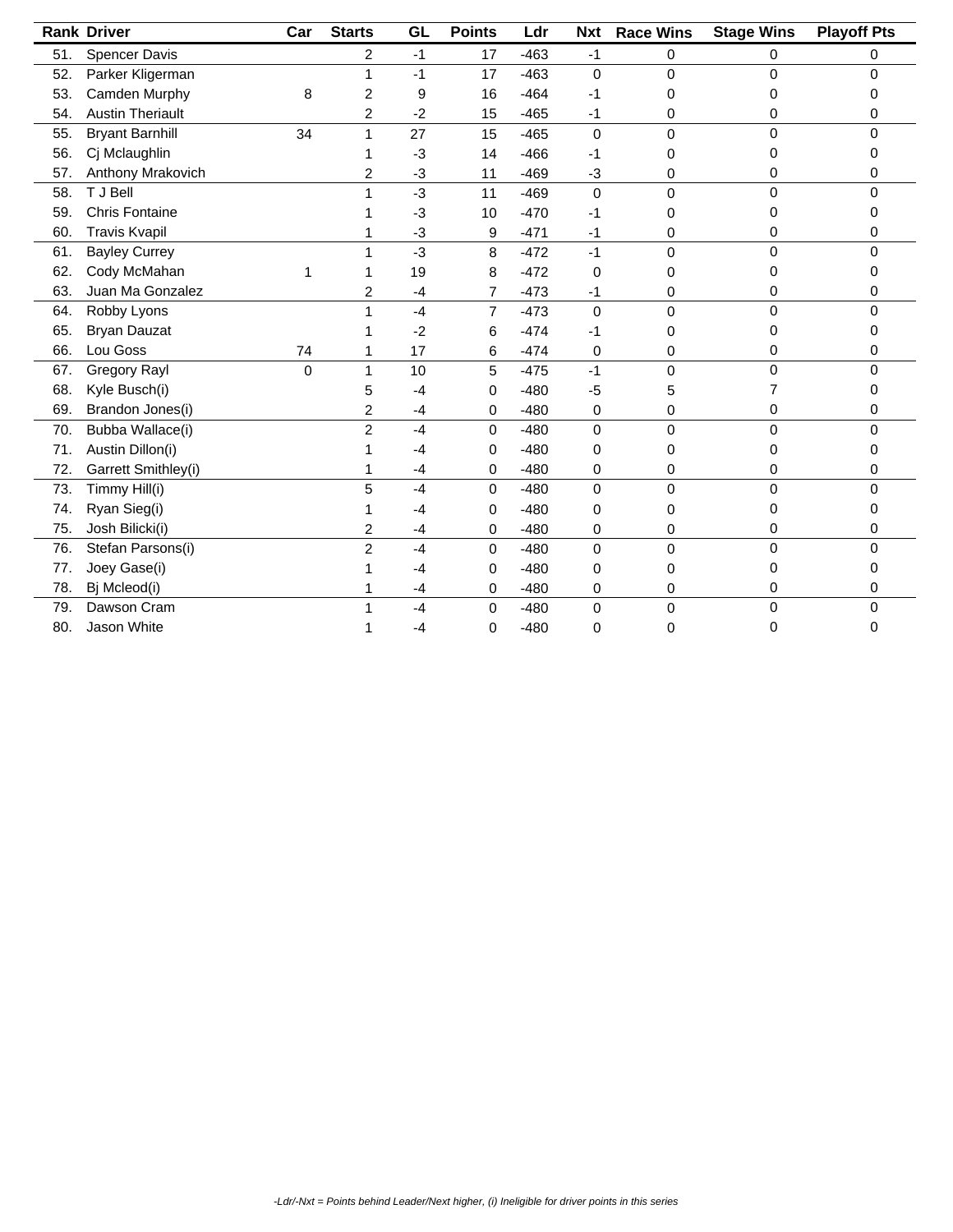| Rank | Driver | Car | Starts | GL | Points | Ldr | Nxt | Race Wins | Stage Wins | Playoff Pts |
|---|---|---|---|---|---|---|---|---|---|---|
| 51. | Spencer Davis | | 2 | -1 | 17 | -463 | -1 | 0 | 0 | 0 |
| 52. | Parker Kligerman | | 1 | -1 | 17 | -463 | 0 | 0 | 0 | 0 |
| 53. | Camden Murphy | 8 | 2 | 9 | 16 | -464 | -1 | 0 | 0 | 0 |
| 54. | Austin Theriault | | 2 | -2 | 15 | -465 | -1 | 0 | 0 | 0 |
| 55. | Bryant Barnhill | 34 | 1 | 27 | 15 | -465 | 0 | 0 | 0 | 0 |
| 56. | Cj Mclaughlin | | 1 | -3 | 14 | -466 | -1 | 0 | 0 | 0 |
| 57. | Anthony Mrakovich | | 2 | -3 | 11 | -469 | -3 | 0 | 0 | 0 |
| 58. | T J Bell | | 1 | -3 | 11 | -469 | 0 | 0 | 0 | 0 |
| 59. | Chris Fontaine | | 1 | -3 | 10 | -470 | -1 | 0 | 0 | 0 |
| 60. | Travis Kvapil | | 1 | -3 | 9 | -471 | -1 | 0 | 0 | 0 |
| 61. | Bayley Currey | | 1 | -3 | 8 | -472 | -1 | 0 | 0 | 0 |
| 62. | Cody McMahan | 1 | 1 | 19 | 8 | -472 | 0 | 0 | 0 | 0 |
| 63. | Juan Ma Gonzalez | | 2 | -4 | 7 | -473 | -1 | 0 | 0 | 0 |
| 64. | Robby Lyons | | 1 | -4 | 7 | -473 | 0 | 0 | 0 | 0 |
| 65. | Bryan Dauzat | | 1 | -2 | 6 | -474 | -1 | 0 | 0 | 0 |
| 66. | Lou Goss | 74 | 1 | 17 | 6 | -474 | 0 | 0 | 0 | 0 |
| 67. | Gregory Rayl | 0 | 1 | 10 | 5 | -475 | -1 | 0 | 0 | 0 |
| 68. | Kyle Busch(i) | | 5 | -4 | 0 | -480 | -5 | 5 | 7 | 0 |
| 69. | Brandon Jones(i) | | 2 | -4 | 0 | -480 | 0 | 0 | 0 | 0 |
| 70. | Bubba Wallace(i) | | 2 | -4 | 0 | -480 | 0 | 0 | 0 | 0 |
| 71. | Austin Dillon(i) | | 1 | -4 | 0 | -480 | 0 | 0 | 0 | 0 |
| 72. | Garrett Smithley(i) | | 1 | -4 | 0 | -480 | 0 | 0 | 0 | 0 |
| 73. | Timmy Hill(i) | | 5 | -4 | 0 | -480 | 0 | 0 | 0 | 0 |
| 74. | Ryan Sieg(i) | | 1 | -4 | 0 | -480 | 0 | 0 | 0 | 0 |
| 75. | Josh Bilicki(i) | | 2 | -4 | 0 | -480 | 0 | 0 | 0 | 0 |
| 76. | Stefan Parsons(i) | | 2 | -4 | 0 | -480 | 0 | 0 | 0 | 0 |
| 77. | Joey Gase(i) | | 1 | -4 | 0 | -480 | 0 | 0 | 0 | 0 |
| 78. | Bj Mcleod(i) | | 1 | -4 | 0 | -480 | 0 | 0 | 0 | 0 |
| 79. | Dawson Cram | | 1 | -4 | 0 | -480 | 0 | 0 | 0 | 0 |
| 80. | Jason White | | 1 | -4 | 0 | -480 | 0 | 0 | 0 | 0 |

*-Ldr/-Nxt = Points behind Leader/Next higher, (i) Ineligible for driver points in this series*